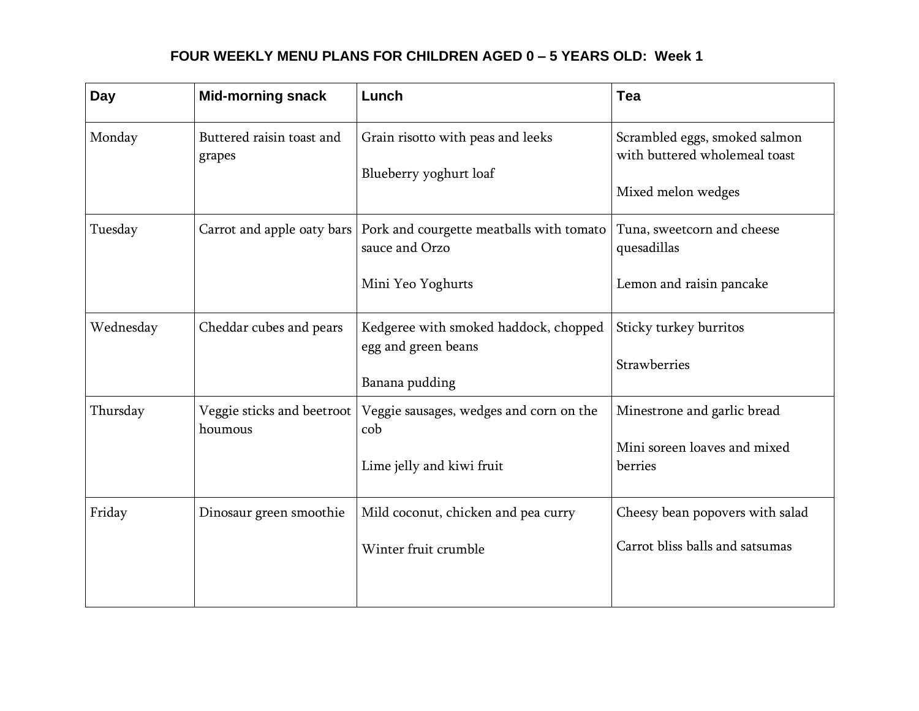# FOUR WEEKLY MENU PLANS FOR CHILDREN AGED 0 – 5 YEARS OLD: Week 1

| Day | Mid-morning snack | Lunch | Tea |
|---|---|---|---|
| Monday | Buttered raisin toast and grapes | Grain risotto with peas and leeks<br><br>Blueberry yoghurt loaf | Scrambled eggs, smoked salmon with buttered wholemeal toast<br><br>Mixed melon wedges |
| Tuesday | Carrot and apple oaty bars | Pork and courgette meatballs with tomato sauce and Orzo<br><br>Mini Yeo Yoghurts | Tuna, sweetcorn and cheese quesadillas<br><br>Lemon and raisin pancake |
| Wednesday | Cheddar cubes and pears | Kedgeree with smoked haddock, chopped egg and green beans<br><br>Banana pudding | Sticky turkey burritos<br><br>Strawberries |
| Thursday | Veggie sticks and beetroot houmous | Veggie sausages, wedges and corn on the cob<br><br>Lime jelly and kiwi fruit | Minestrone and garlic bread<br><br>Mini soreen loaves and mixed berries |
| Friday | Dinosaur green smoothie | Mild coconut, chicken and pea curry<br><br>Winter fruit crumble | Cheesy bean popovers with salad<br><br>Carrot bliss balls and satsumas |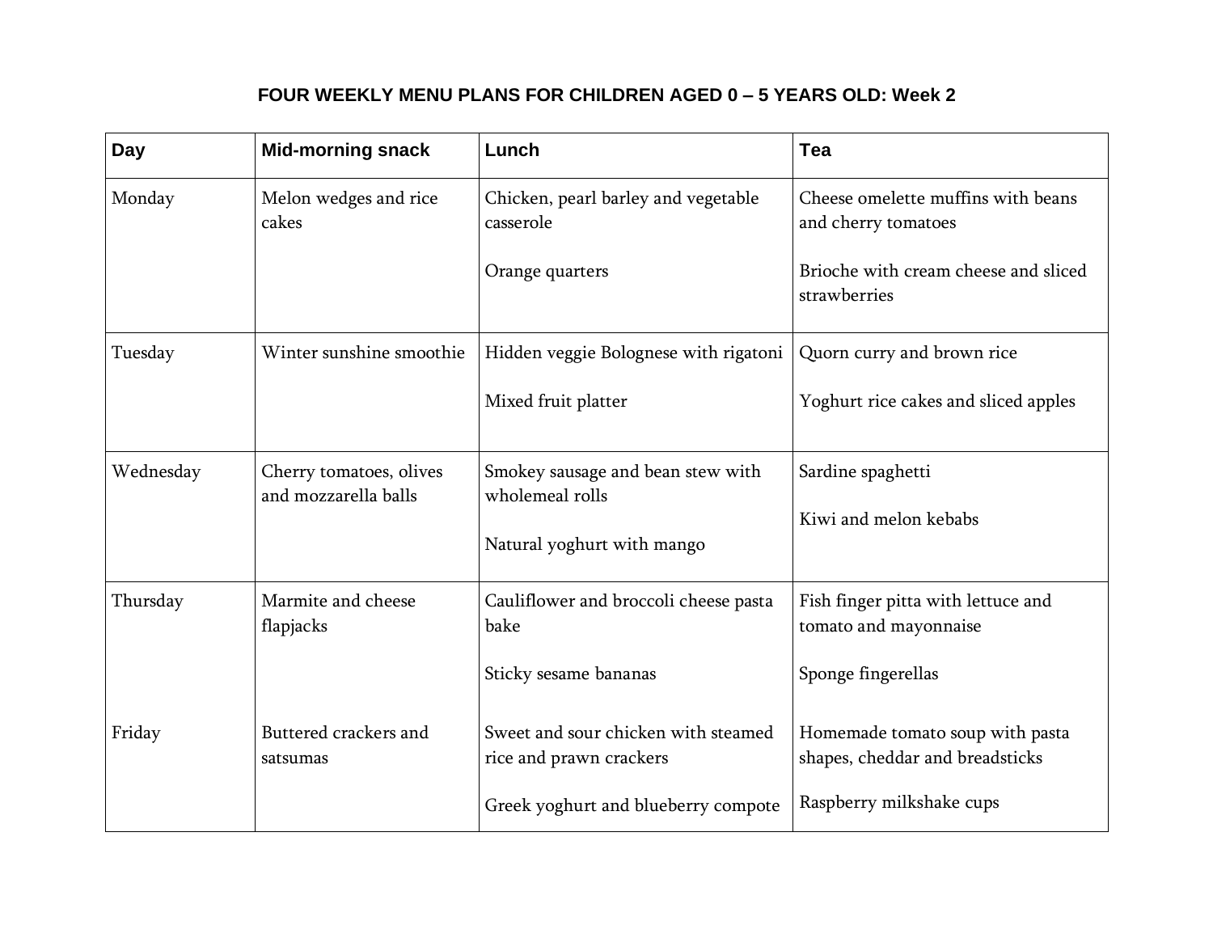**FOUR WEEKLY MENU PLANS FOR CHILDREN AGED 0 – 5 YEARS OLD: Week 2**

| Day | Mid-morning snack | Lunch | Tea |
|---|---|---|---|
| Monday | Melon wedges and rice cakes | Chicken, pearl barley and vegetable casserole<br><br>Orange quarters | Cheese omelette muffins with beans and cherry tomatoes<br><br>Brioche with cream cheese and sliced strawberries |
| Tuesday | Winter sunshine smoothie | Hidden veggie Bolognese with rigatoni<br><br>Mixed fruit platter | Quorn curry and brown rice<br><br>Yoghurt rice cakes and sliced apples |
| Wednesday | Cherry tomatoes, olives and mozzarella balls | Smokey sausage and bean stew with wholemeal rolls<br><br>Natural yoghurt with mango | Sardine spaghetti<br><br>Kiwi and melon kebabs |
| Thursday | Marmite and cheese flapjacks | Cauliflower and broccoli cheese pasta bake<br><br>Sticky sesame bananas | Fish finger pitta with lettuce and tomato and mayonnaise<br><br>Sponge fingerellas |
| Friday | Buttered crackers and satsumas | Sweet and sour chicken with steamed rice and prawn crackers<br><br>Greek yoghurt and blueberry compote | Homemade tomato soup with pasta shapes, cheddar and breadsticks<br><br>Raspberry milkshake cups |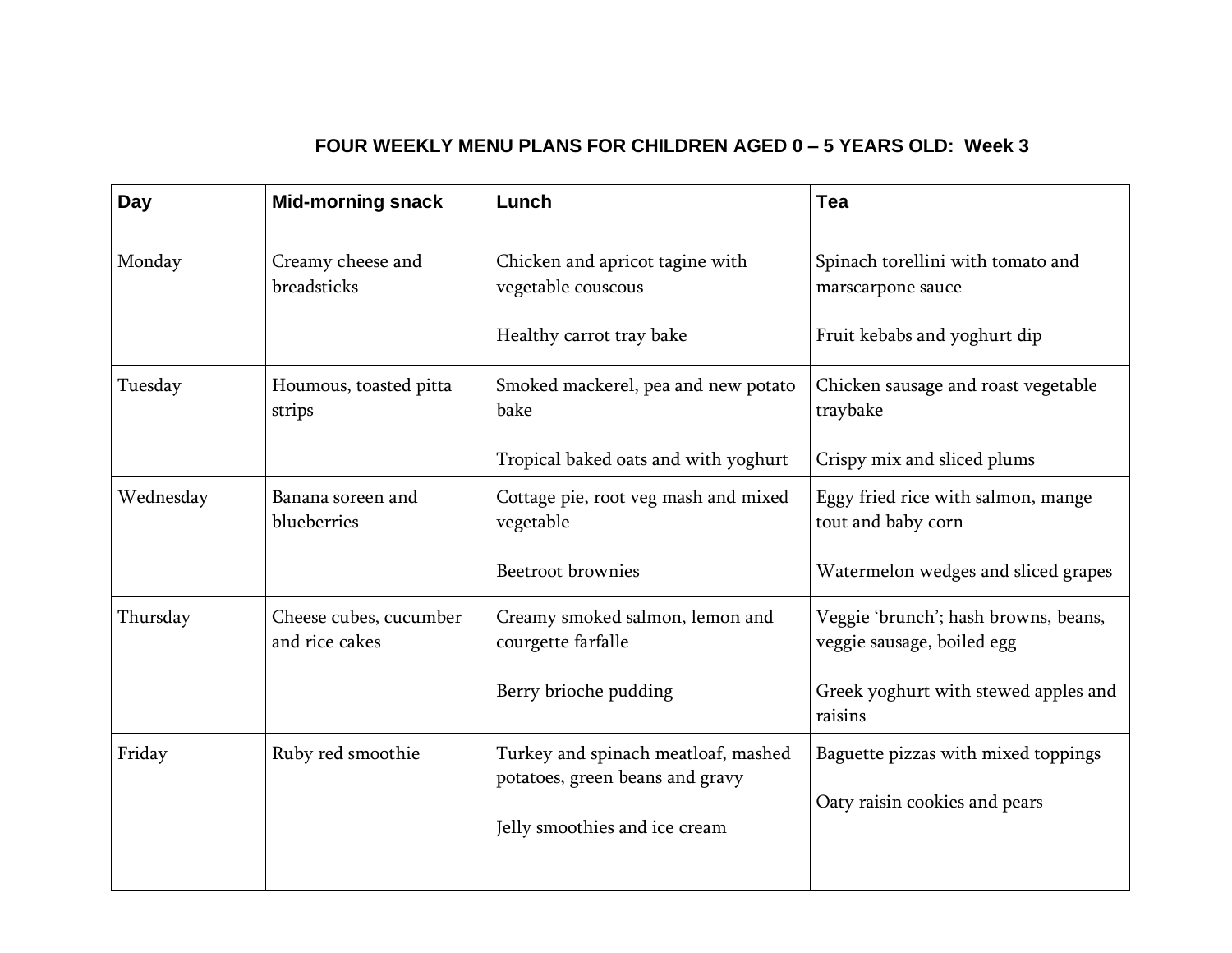### FOUR WEEKLY MENU PLANS FOR CHILDREN AGED 0 – 5 YEARS OLD: Week 3

| **Day** | **Mid-morning snack** | **Lunch** | **Tea** |
|---|---|---|---|
| Monday | Creamy cheese and breadsticks | Chicken and apricot tagine with vegetable couscous<br><br>Healthy carrot tray bake | Spinach torellini with tomato and marscarpone sauce<br><br>Fruit kebabs and yoghurt dip |
| Tuesday | Houmous, toasted pitta strips | Smoked mackerel, pea and new potato bake<br><br>Tropical baked oats and with yoghurt | Chicken sausage and roast vegetable traybake<br><br>Crispy mix and sliced plums |
| Wednesday | Banana soreen and blueberries | Cottage pie, root veg mash and mixed vegetable<br><br>Beetroot brownies | Eggy fried rice with salmon, mange tout and baby corn<br><br>Watermelon wedges and sliced grapes |
| Thursday | Cheese cubes, cucumber and rice cakes | Creamy smoked salmon, lemon and courgette farfalle<br><br>Berry brioche pudding | Veggie 'brunch'; hash browns, beans, veggie sausage, boiled egg<br><br>Greek yoghurt with stewed apples and raisins |
| Friday | Ruby red smoothie | Turkey and spinach meatloaf, mashed potatoes, green beans and gravy<br><br>Jelly smoothies and ice cream | Baguette pizzas with mixed toppings<br><br>Oaty raisin cookies and pears |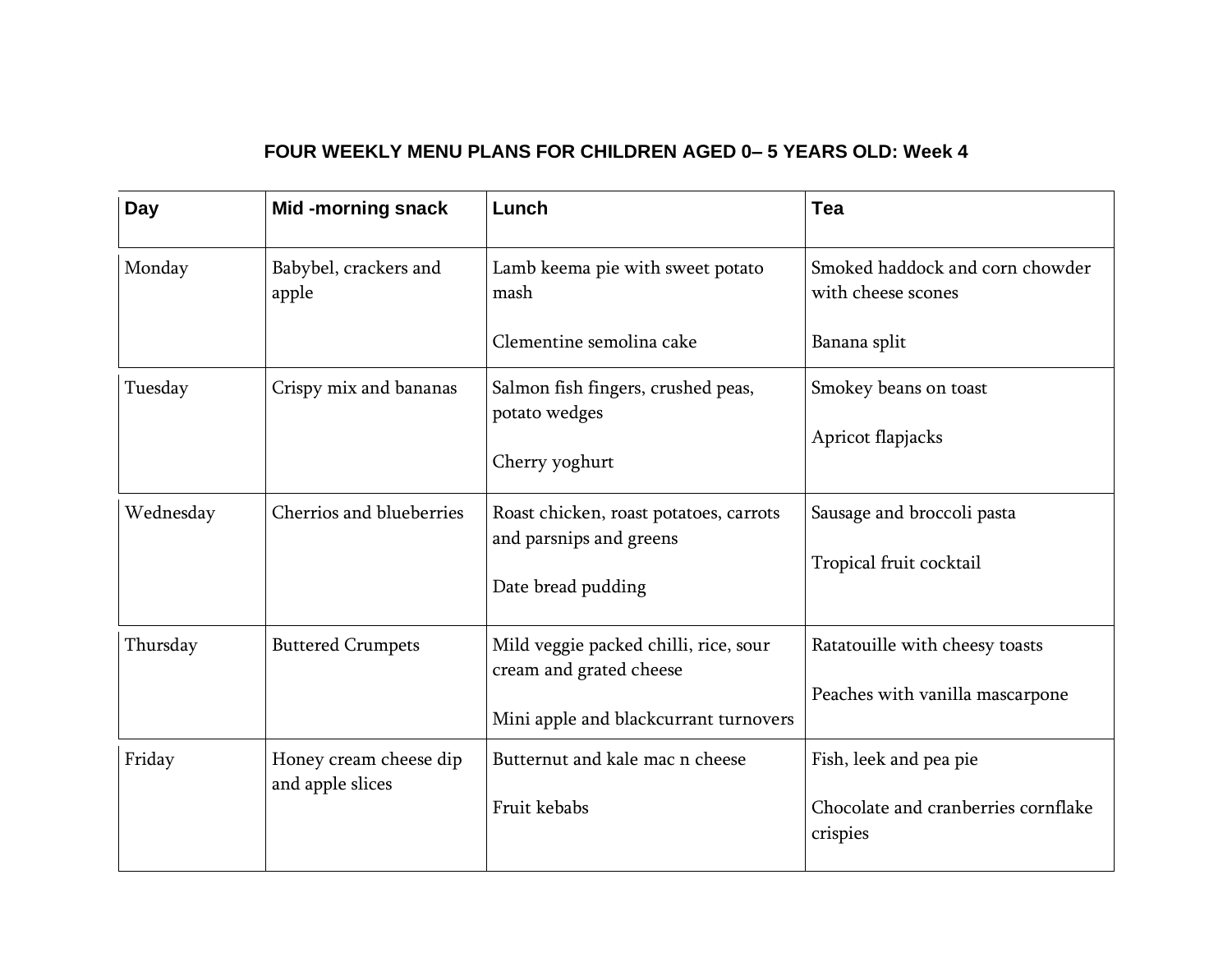## FOUR WEEKLY MENU PLANS FOR CHILDREN AGED 0– 5 YEARS OLD: Week 4

| Day | Mid -morning snack | Lunch | Tea |
|---|---|---|---|
| Monday | Babybel, crackers and apple | Lamb keema pie with sweet potato mash<br><br>Clementine semolina cake | Smoked haddock and corn chowder with cheese scones<br><br>Banana split |
| Tuesday | Crispy mix and bananas | Salmon fish fingers, crushed peas, potato wedges<br><br>Cherry yoghurt | Smokey beans on toast<br><br>Apricot flapjacks |
| Wednesday | Cherrios and blueberries | Roast chicken, roast potatoes, carrots and parsnips and greens<br><br>Date bread pudding | Sausage and broccoli pasta<br><br>Tropical fruit cocktail |
| Thursday | Buttered Crumpets | Mild veggie packed chilli, rice, sour cream and grated cheese<br><br>Mini apple and blackcurrant turnovers | Ratatouille with cheesy toasts<br><br>Peaches with vanilla mascarpone |
| Friday | Honey cream cheese dip and apple slices | Butternut and kale mac n cheese<br><br>Fruit kebabs | Fish, leek and pea pie<br><br>Chocolate and cranberries cornflake crispies |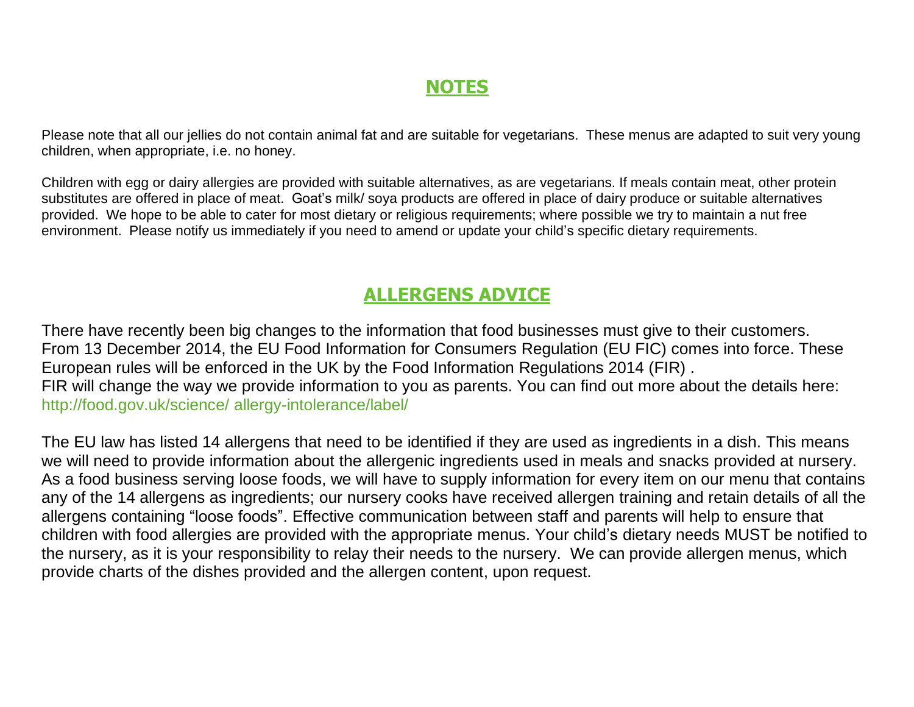## NOTES

Please note that all our jellies do not contain animal fat and are suitable for vegetarians. These menus are adapted to suit very young children, when appropriate, i.e. no honey.

Children with egg or dairy allergies are provided with suitable alternatives, as are vegetarians. If meals contain meat, other protein substitutes are offered in place of meat. Goat's milk/ soya products are offered in place of dairy produce or suitable alternatives provided. We hope to be able to cater for most dietary or religious requirements; where possible we try to maintain a nut free environment. Please notify us immediately if you need to amend or update your child's specific dietary requirements.

## ALLERGENS ADVICE

There have recently been big changes to the information that food businesses must give to their customers. From 13 December 2014, the EU Food Information for Consumers Regulation (EU FIC) comes into force. These European rules will be enforced in the UK by the Food Information Regulations 2014 (FIR) .
FIR will change the way we provide information to you as parents. You can find out more about the details here: http://food.gov.uk/science/ allergy-intolerance/label/

The EU law has listed 14 allergens that need to be identified if they are used as ingredients in a dish. This means we will need to provide information about the allergenic ingredients used in meals and snacks provided at nursery. As a food business serving loose foods, we will have to supply information for every item on our menu that contains any of the 14 allergens as ingredients; our nursery cooks have received allergen training and retain details of all the allergens containing "loose foods". Effective communication between staff and parents will help to ensure that children with food allergies are provided with the appropriate menus. Your child's dietary needs MUST be notified to the nursery, as it is your responsibility to relay their needs to the nursery. We can provide allergen menus, which provide charts of the dishes provided and the allergen content, upon request.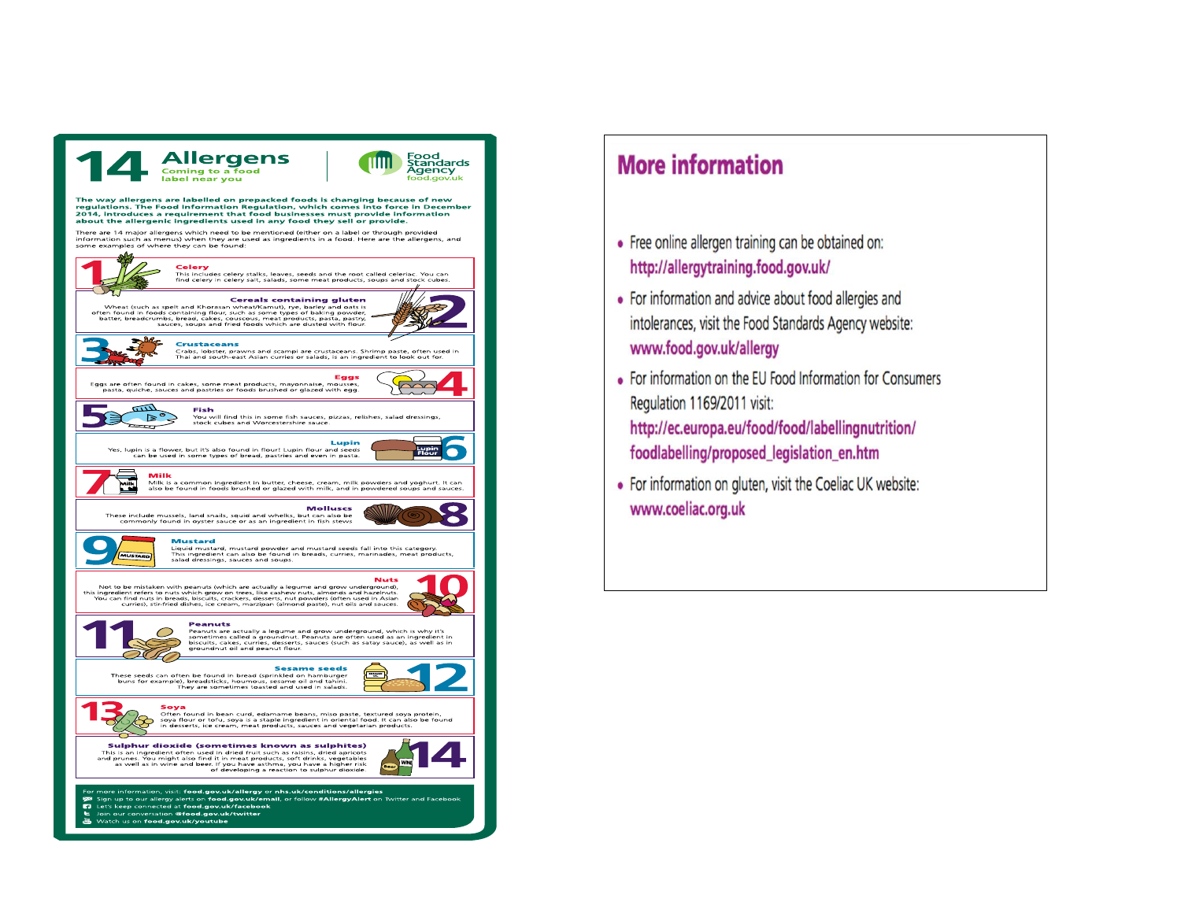# 14 Allergens

Coming to a food label near you

Food Standards Agency
food.gov.uk

**The way allergens are labelled on prepacked foods is changing because of new regulations. The Food Information Regulation, which comes into force in December 2014, introduces a requirement that food businesses must provide information about the allergenic ingredients used in any food they sell or provide.**

There are 14 major allergens which need to be mentioned (either on a label or through provided information such as menus) when they are used as ingredients in a food. Here are the allergens, and some examples of where they can be found:

**1 Celery**
This includes celery stalks, leaves, seeds and the root called celeriac. You can find celery in celery salt, salads, some meat products, soups and stock cubes.

**2 Cereals containing gluten**
Wheat (such as spelt and Khorasan wheat/Kamut), rye, barley and oats is often found in foods containing flour, such as some types of baking powder, batter, breadcrumbs, bread, cakes, couscous, meat products, pasta, pastry, sauces, soups and fried foods which are dusted with flour.

**3 Crustaceans**
Crabs, lobster, prawns and scampi are crustaceans. Shrimp paste, often used in Thai and south-east Asian curries or salads, is an ingredient to look out for.

**4 Eggs**
Eggs are often found in cakes, some meat products, mayonnaise, mousses, pasta, quiche, sauces and pastries or foods brushed or glazed with egg.

**5 Fish**
You will find this in some fish sauces, pizzas, relishes, salad dressings, stock cubes and Worcestershire sauce.

**6 Lupin**
Yes, lupin is a flower, but it's also found in flour! Lupin flour and seeds can be used in some types of bread, pastries and even in pasta.

**7 Milk**
Milk is a common ingredient in butter, cheese, cream, milk powders and yoghurt. It can also be found in foods brushed or glazed with milk, and in powdered soups and sauces.

**8 Molluscs**
These include mussels, land snails, squid and whelks, but can also be commonly found in oyster sauce or as an ingredient in fish stews.

**9 Mustard**
Liquid mustard, mustard powder and mustard seeds fall into this category. This ingredient can also be found in breads, curries, marinades, meat products, salad dressings, sauces and soups.

**10 Nuts**
Not to be mistaken with peanuts (which are actually a legume and grow underground), this ingredient refers to nuts which grow on trees, like cashew nuts, almonds and hazelnuts. You can find nuts in breads, biscuits, crackers, desserts, nut powders (often used in Asian curries), stir-fried dishes, ice cream, marzipan (almond paste), nut oils and sauces.

**11 Peanuts**
Peanuts are actually a legume and grow underground, which is why it's sometimes called a groundnut. Peanuts are often used as an ingredient in biscuits, cakes, curries, desserts, sauces (such as satay sauce), as well as in groundnut oil and peanut flour.

**12 Sesame seeds**
These seeds can often be found in bread (sprinkled on hamburger buns for example), breadsticks, houmous, sesame oil and tahini. They are sometimes toasted and used in salads.

**13 Soya**
Often found in bean curd, edamame beans, miso paste, textured soya protein, soya flour or tofu, soya is a staple ingredient in oriental food. It can also be found in desserts, ice cream, meat products, sauces and vegetarian products.

**14 Sulphur dioxide (sometimes known as sulphites)**
This is an ingredient often used in dried fruit such as raisins, dried apricots and prunes. You might also find it in meat products, soft drinks, vegetables as well as in wine and beer. If you have asthma, you have a higher risk of developing a reaction to sulphur dioxide.

For more information, visit: **food.gov.uk/allergy** or **nhs.uk/conditions/allergies**

- Sign up to our allergy alerts on **food.gov.uk/email**, or follow **#AllergyAlert** on Twitter and Facebook
- Let's keep connected at **food.gov.uk/facebook**
- Join our conversation **@food.gov.uk/twitter**
- Watch us on **food.gov.uk/youtube**

## More information

- Free online allergen training can be obtained on: http://allergytraining.food.gov.uk/
- For information and advice about food allergies and intolerances, visit the Food Standards Agency website: www.food.gov.uk/allergy
- For information on the EU Food Information for Consumers Regulation 1169/2011 visit: http://ec.europa.eu/food/food/labellingnutrition/foodlabelling/proposed_legislation_en.htm
- For information on gluten, visit the Coeliac UK website: www.coeliac.org.uk